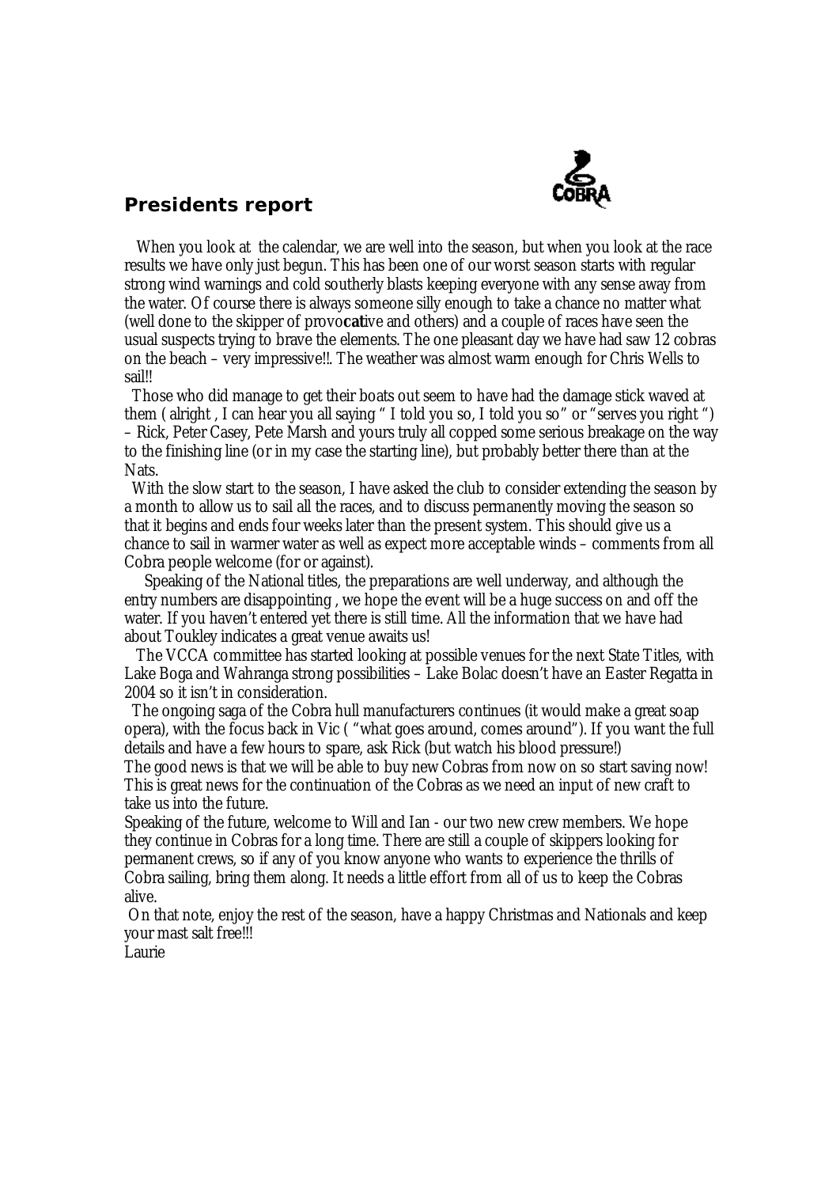## Presidents report

When you look at the calendar, we are well into the season, but when you look at the race results we have only just begun. This has been one of our worst season starts with regular strong wind warnings and cold southerly blasts keeping everyone with any sense away from the water. Of course there is always someone silly enough to take a chance no matter what (well done to the skipper of provo**cat**ive and others) and a couple of races have seen the usual suspects trying to brave the elements. The one pleasant day we have had saw 12 cobras on the beach – very impressive!!. The weather was almost warm enough for Chris Wells to sail!!

Those who did manage to get their boats out seem to have had the damage stick waved at them ( alright , I can hear you all saying " I told you so, I told you so" or "serves you right ") – Rick, Peter Casey, Pete Marsh and yours truly all copped some serious breakage on the way to the finishing line (or in my case the starting line), but probably better there than at the Nats.

With the slow start to the season, I have asked the club to consider extending the season by a month to allow us to sail all the races, and to discuss permanently moving the season so that it begins and ends four weeks later than the present system. This should give us a chance to sail in warmer water as well as expect more acceptable winds – comments from all Cobra people welcome (for or against).

Speaking of the National titles, the preparations are well underway, and although the entry numbers are disappointing , we hope the event will be a huge success on and off the water. If you haven't entered yet there is still time. All the information that we have had about Toukley indicates a great venue awaits us!

The VCCA committee has started looking at possible venues for the next State Titles, with Lake Boga and Wahranga strong possibilities – Lake Bolac doesn't have an Easter Regatta in 2004 so it isn't in consideration.

The ongoing saga of the Cobra hull manufacturers continues (it would make a great soap opera), with the focus back in Vic ( "what goes around, comes around"). If you want the full details and have a few hours to spare, ask Rick (but watch his blood pressure!)

The good news is that we will be able to buy new Cobras from now on so start saving now! This is great news for the continuation of the Cobras as we need an input of new craft to take us into the future.

Speaking of the future, welcome to Will and Ian - our two new crew members. We hope they continue in Cobras for a long time. There are still a couple of skippers looking for permanent crews, so if any of you know anyone who wants to experience the thrills of Cobra sailing, bring them along. It needs a little effort from all of us to keep the Cobras alive.

On that note, enjoy the rest of the season, have a happy Christmas and Nationals and keep your mast salt free!!!

Laurie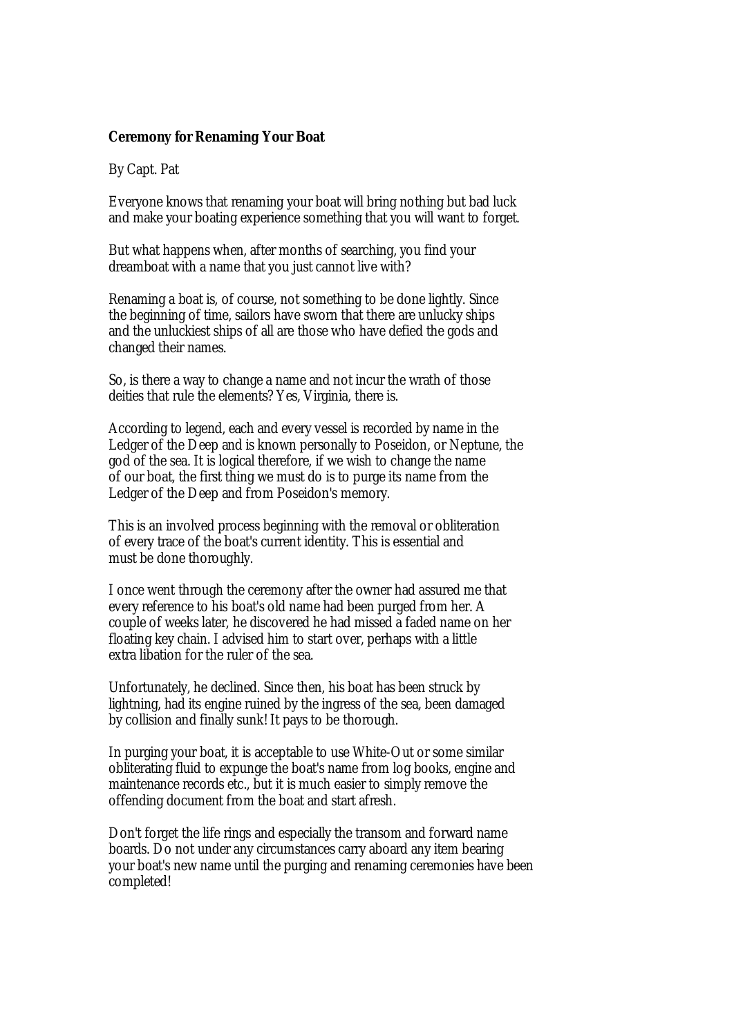**Ceremony for Renaming Your Boat**

By Capt. Pat

Everyone knows that renaming your boat will bring nothing but bad luck and make your boating experience something that you will want to forget.

But what happens when, after months of searching, you find your dreamboat with a name that you just cannot live with?

Renaming a boat is, of course, not something to be done lightly. Since the beginning of time, sailors have sworn that there are unlucky ships and the unluckiest ships of all are those who have defied the gods and changed their names.

So, is there a way to change a name and not incur the wrath of those deities that rule the elements? Yes, Virginia, there is.

According to legend, each and every vessel is recorded by name in the Ledger of the Deep and is known personally to Poseidon, or Neptune, the god of the sea. It is logical therefore, if we wish to change the name of our boat, the first thing we must do is to purge its name from the Ledger of the Deep and from Poseidon's memory.

This is an involved process beginning with the removal or obliteration of every trace of the boat's current identity. This is essential and must be done thoroughly.

I once went through the ceremony after the owner had assured me that every reference to his boat's old name had been purged from her. A couple of weeks later, he discovered he had missed a faded name on her floating key chain. I advised him to start over, perhaps with a little extra libation for the ruler of the sea.

Unfortunately, he declined. Since then, his boat has been struck by lightning, had its engine ruined by the ingress of the sea, been damaged by collision and finally sunk! It pays to be thorough.

In purging your boat, it is acceptable to use White-Out or some similar obliterating fluid to expunge the boat's name from log books, engine and maintenance records etc., but it is much easier to simply remove the offending document from the boat and start afresh.

Don't forget the life rings and especially the transom and forward name boards. Do not under any circumstances carry aboard any item bearing your boat's new name until the purging and renaming ceremonies have been completed!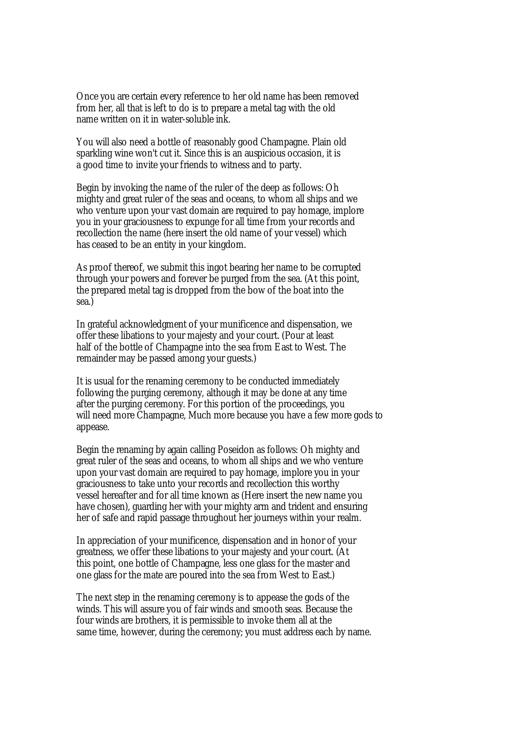Once you are certain every reference to her old name has been removed from her, all that is left to do is to prepare a metal tag with the old name written on it in water-soluble ink.

You will also need a bottle of reasonably good Champagne. Plain old sparkling wine won't cut it. Since this is an auspicious occasion, it is a good time to invite your friends to witness and to party.

Begin by invoking the name of the ruler of the deep as follows: Oh mighty and great ruler of the seas and oceans, to whom all ships and we who venture upon your vast domain are required to pay homage, implore you in your graciousness to expunge for all time from your records and recollection the name (here insert the old name of your vessel) which has ceased to be an entity in your kingdom.

As proof thereof, we submit this ingot bearing her name to be corrupted through your powers and forever be purged from the sea. (At this point, the prepared metal tag is dropped from the bow of the boat into the sea.)

In grateful acknowledgment of your munificence and dispensation, we offer these libations to your majesty and your court. (Pour at least half of the bottle of Champagne into the sea from East to West. The remainder may be passed among your guests.)

It is usual for the renaming ceremony to be conducted immediately following the purging ceremony, although it may be done at any time after the purging ceremony. For this portion of the proceedings, you will need more Champagne, Much more because you have a few more gods to appease.

Begin the renaming by again calling Poseidon as follows: Oh mighty and great ruler of the seas and oceans, to whom all ships and we who venture upon your vast domain are required to pay homage, implore you in your graciousness to take unto your records and recollection this worthy vessel hereafter and for all time known as (Here insert the new name you have chosen), guarding her with your mighty arm and trident and ensuring her of safe and rapid passage throughout her journeys within your realm.

In appreciation of your munificence, dispensation and in honor of your greatness, we offer these libations to your majesty and your court. (At this point, one bottle of Champagne, less one glass for the master and one glass for the mate are poured into the sea from West to East.)

The next step in the renaming ceremony is to appease the gods of the winds. This will assure you of fair winds and smooth seas. Because the four winds are brothers, it is permissible to invoke them all at the same time, however, during the ceremony; you must address each by name.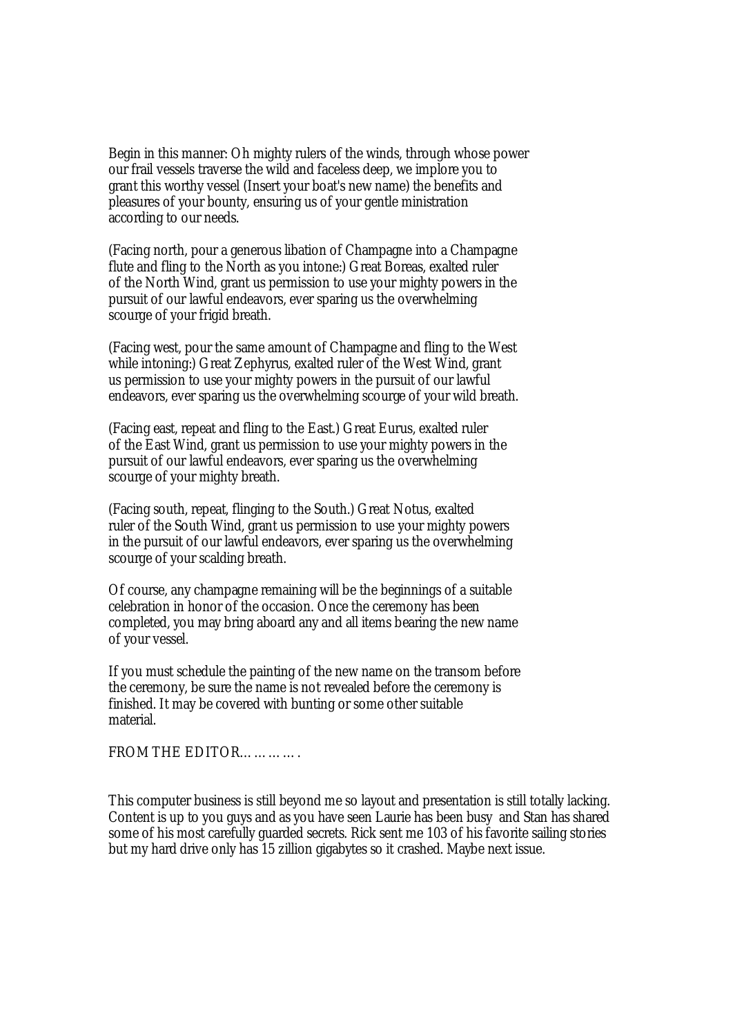Begin in this manner: Oh mighty rulers of the winds, through whose power our frail vessels traverse the wild and faceless deep, we implore you to grant this worthy vessel (Insert your boat's new name) the benefits and pleasures of your bounty, ensuring us of your gentle ministration according to our needs.

(Facing north, pour a generous libation of Champagne into a Champagne flute and fling to the North as you intone:) Great Boreas, exalted ruler of the North Wind, grant us permission to use your mighty powers in the pursuit of our lawful endeavors, ever sparing us the overwhelming scourge of your frigid breath.

(Facing west, pour the same amount of Champagne and fling to the West while intoning:) Great Zephyrus, exalted ruler of the West Wind, grant us permission to use your mighty powers in the pursuit of our lawful endeavors, ever sparing us the overwhelming scourge of your wild breath.

(Facing east, repeat and fling to the East.) Great Eurus, exalted ruler of the East Wind, grant us permission to use your mighty powers in the pursuit of our lawful endeavors, ever sparing us the overwhelming scourge of your mighty breath.

(Facing south, repeat, flinging to the South.) Great Notus, exalted ruler of the South Wind, grant us permission to use your mighty powers in the pursuit of our lawful endeavors, ever sparing us the overwhelming scourge of your scalding breath.

Of course, any champagne remaining will be the beginnings of a suitable celebration in honor of the occasion. Once the ceremony has been completed, you may bring aboard any and all items bearing the new name of your vessel.

If you must schedule the painting of the new name on the transom before the ceremony, be sure the name is not revealed before the ceremony is finished. It may be covered with bunting or some other suitable material.

FROM THE EDITOR………….

This computer business is still beyond me so layout and presentation is still totally lacking. Content is up to you guys and as you have seen Laurie has been busy and Stan has shared some of his most carefully guarded secrets. Rick sent me 103 of his favorite sailing stories but my hard drive only has 15 zillion gigabytes so it crashed. Maybe next issue.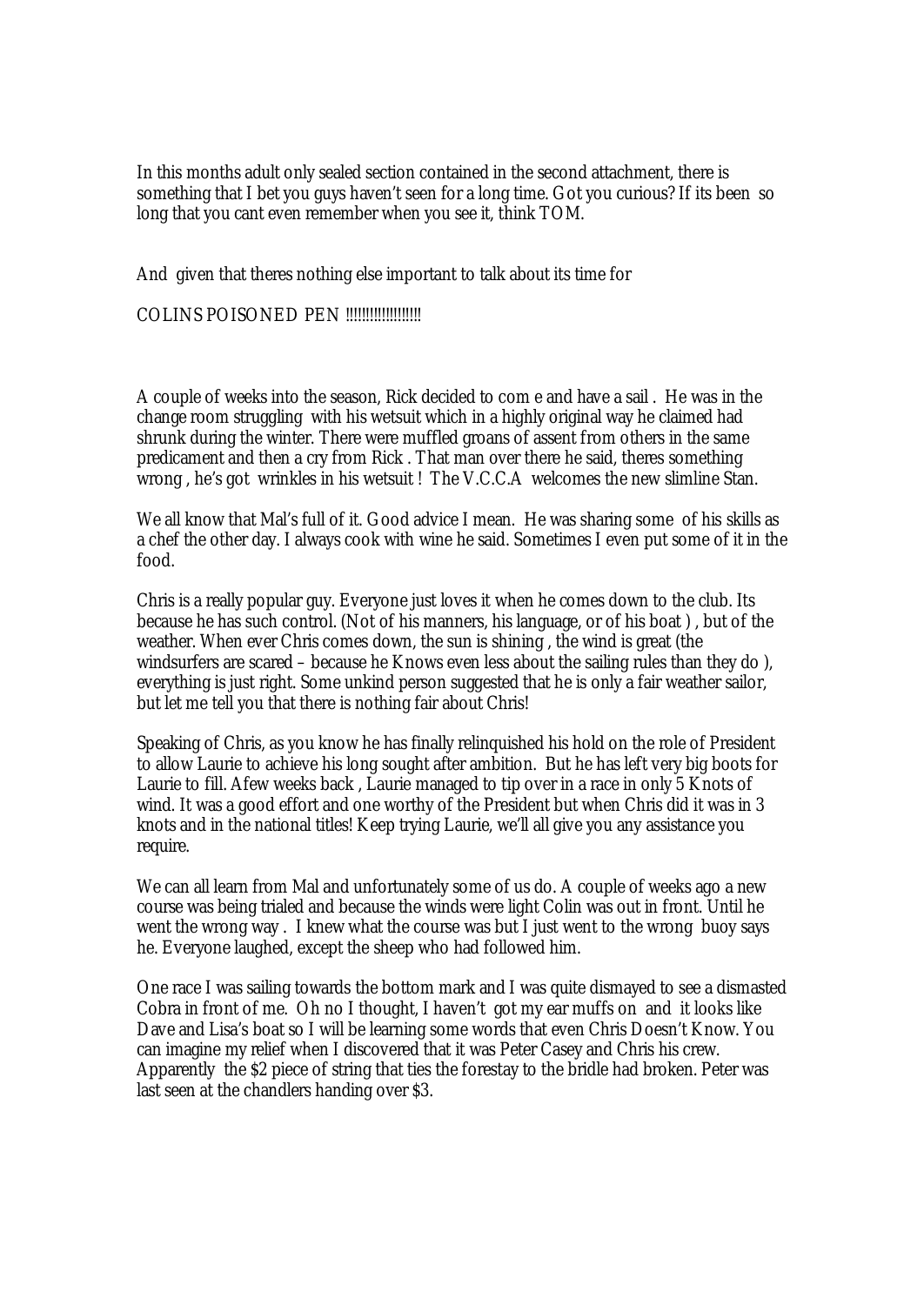In this months adult only sealed section contained in the second attachment, there is something that I bet you guys haven't seen for a long time. Got you curious? If its been so long that you cant even remember when you see it, think TOM.

And given that theres nothing else important to talk about its time for

COLINS POISONED PEN !!!!!!!!!!!!!!!!!

A couple of weeks into the season, Rick decided to com e and have a sail . He was in the change room struggling with his wetsuit which in a highly original way he claimed had shrunk during the winter. There were muffled groans of assent from others in the same predicament and then a cry from Rick . That man over there he said, theres something wrong , he's got wrinkles in his wetsuit ! The V.C.C.A welcomes the new slimline Stan.

We all know that Mal's full of it. Good advice I mean. He was sharing some of his skills as a chef the other day. I always cook with wine he said. Sometimes I even put some of it in the food.

Chris is a really popular guy. Everyone just loves it when he comes down to the club. Its because he has such control. (Not of his manners, his language, or of his boat ) , but of the weather. When ever Chris comes down, the sun is shining , the wind is great (the windsurfers are scared – because he Knows even less about the sailing rules than they do ), everything is just right. Some unkind person suggested that he is only a fair weather sailor, but let me tell you that there is nothing fair about Chris!

Speaking of Chris, as you know he has finally relinquished his hold on the role of President to allow Laurie to achieve his long sought after ambition. But he has left very big boots for Laurie to fill. Afew weeks back , Laurie managed to tip over in a race in only 5 Knots of wind. It was a good effort and one worthy of the President but when Chris did it was in 3 knots and in the national titles! Keep trying Laurie, we'll all give you any assistance you require.

We can all learn from Mal and unfortunately some of us do. A couple of weeks ago a new course was being trialed and because the winds were light Colin was out in front. Until he went the wrong way . I knew what the course was but I just went to the wrong buoy says he. Everyone laughed, except the sheep who had followed him.

One race I was sailing towards the bottom mark and I was quite dismayed to see a dismasted Cobra in front of me. Oh no I thought, I haven't got my ear muffs on and it looks like Dave and Lisa's boat so I will be learning some words that even Chris Doesn't Know. You can imagine my relief when I discovered that it was Peter Casey and Chris his crew. Apparently the $2 piece of string that ties the forestay to the bridle had broken. Peter was last seen at the chandlers handing over $3.